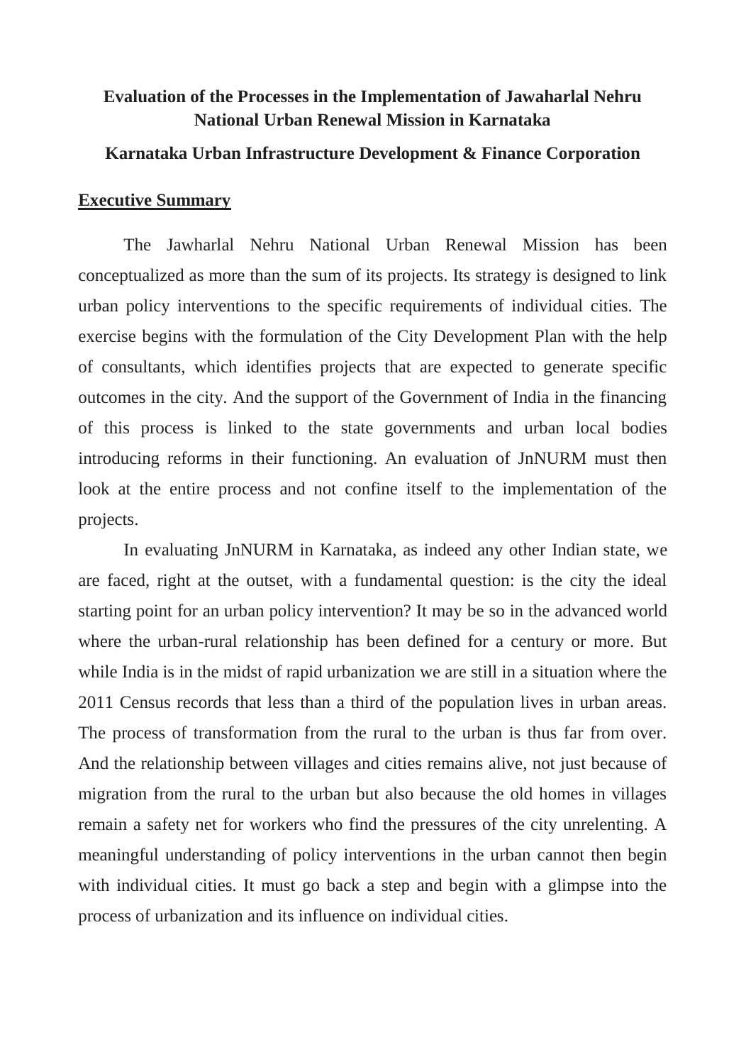# Evaluation of the Processes in the Implementation of Jawaharlal Nehru National Urban Renewal Mission in Karnataka

## Karnataka Urban Infrastructure Development & Finance Corporation

**Executive Summary**

The Jawharlal Nehru National Urban Renewal Mission has been conceptualized as more than the sum of its projects. Its strategy is designed to link urban policy interventions to the specific requirements of individual cities. The exercise begins with the formulation of the City Development Plan with the help of consultants, which identifies projects that are expected to generate specific outcomes in the city. And the support of the Government of India in the financing of this process is linked to the state governments and urban local bodies introducing reforms in their functioning. An evaluation of JnNURM must then look at the entire process and not confine itself to the implementation of the projects.

In evaluating JnNURM in Karnataka, as indeed any other Indian state, we are faced, right at the outset, with a fundamental question: is the city the ideal starting point for an urban policy intervention? It may be so in the advanced world where the urban-rural relationship has been defined for a century or more. But while India is in the midst of rapid urbanization we are still in a situation where the 2011 Census records that less than a third of the population lives in urban areas. The process of transformation from the rural to the urban is thus far from over. And the relationship between villages and cities remains alive, not just because of migration from the rural to the urban but also because the old homes in villages remain a safety net for workers who find the pressures of the city unrelenting. A meaningful understanding of policy interventions in the urban cannot then begin with individual cities. It must go back a step and begin with a glimpse into the process of urbanization and its influence on individual cities.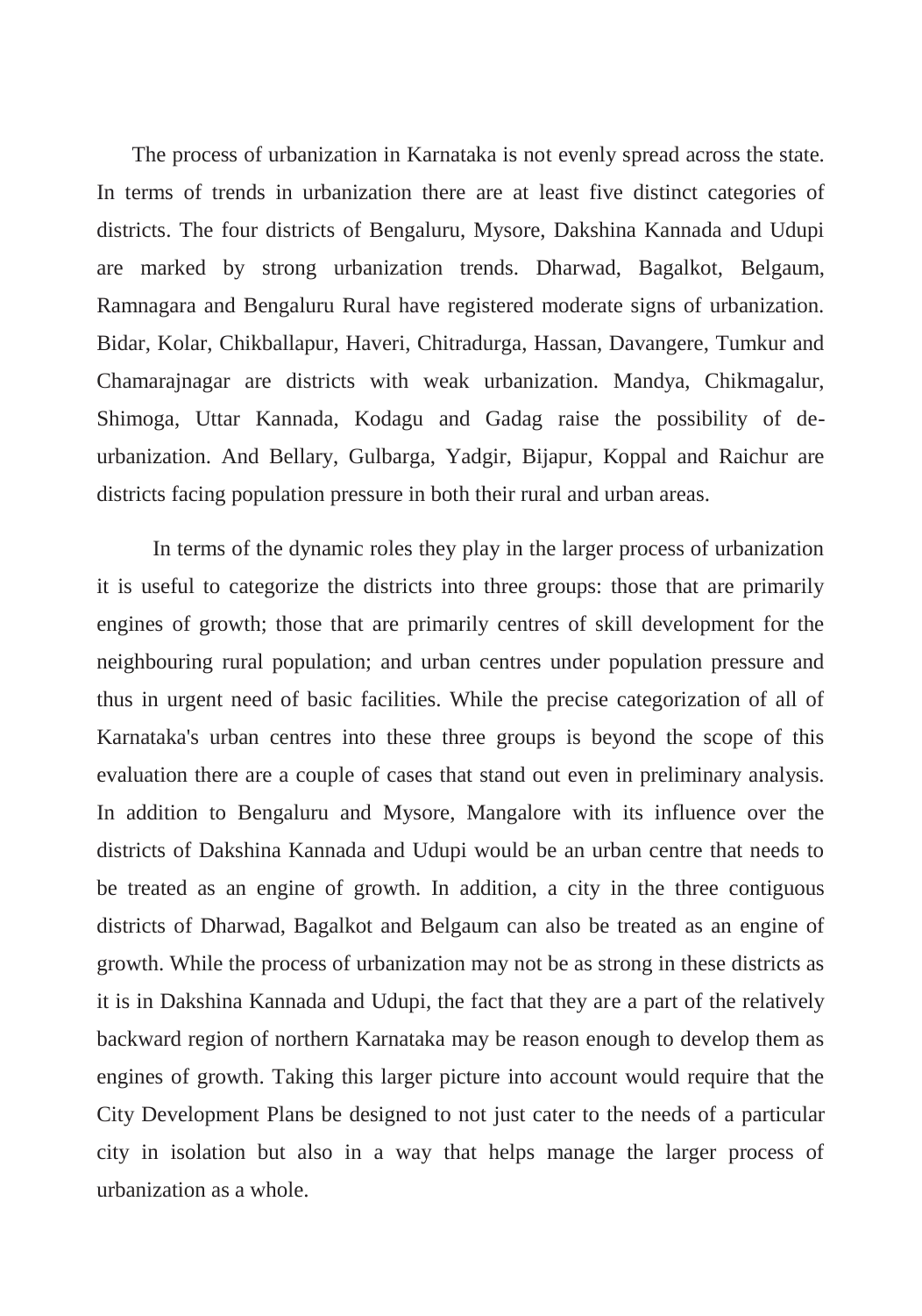The process of urbanization in Karnataka is not evenly spread across the state. In terms of trends in urbanization there are at least five distinct categories of districts. The four districts of Bengaluru, Mysore, Dakshina Kannada and Udupi are marked by strong urbanization trends. Dharwad, Bagalkot, Belgaum, Ramnagara and Bengaluru Rural have registered moderate signs of urbanization. Bidar, Kolar, Chikballapur, Haveri, Chitradurga, Hassan, Davangere, Tumkur and Chamarajnagar are districts with weak urbanization. Mandya, Chikmagalur, Shimoga, Uttar Kannada, Kodagu and Gadag raise the possibility of de-urbanization. And Bellary, Gulbarga, Yadgir, Bijapur, Koppal and Raichur are districts facing population pressure in both their rural and urban areas.

In terms of the dynamic roles they play in the larger process of urbanization it is useful to categorize the districts into three groups: those that are primarily engines of growth; those that are primarily centres of skill development for the neighbouring rural population; and urban centres under population pressure and thus in urgent need of basic facilities. While the precise categorization of all of Karnataka's urban centres into these three groups is beyond the scope of this evaluation there are a couple of cases that stand out even in preliminary analysis. In addition to Bengaluru and Mysore, Mangalore with its influence over the districts of Dakshina Kannada and Udupi would be an urban centre that needs to be treated as an engine of growth. In addition, a city in the three contiguous districts of Dharwad, Bagalkot and Belgaum can also be treated as an engine of growth. While the process of urbanization may not be as strong in these districts as it is in Dakshina Kannada and Udupi, the fact that they are a part of the relatively backward region of northern Karnataka may be reason enough to develop them as engines of growth. Taking this larger picture into account would require that the City Development Plans be designed to not just cater to the needs of a particular city in isolation but also in a way that helps manage the larger process of urbanization as a whole.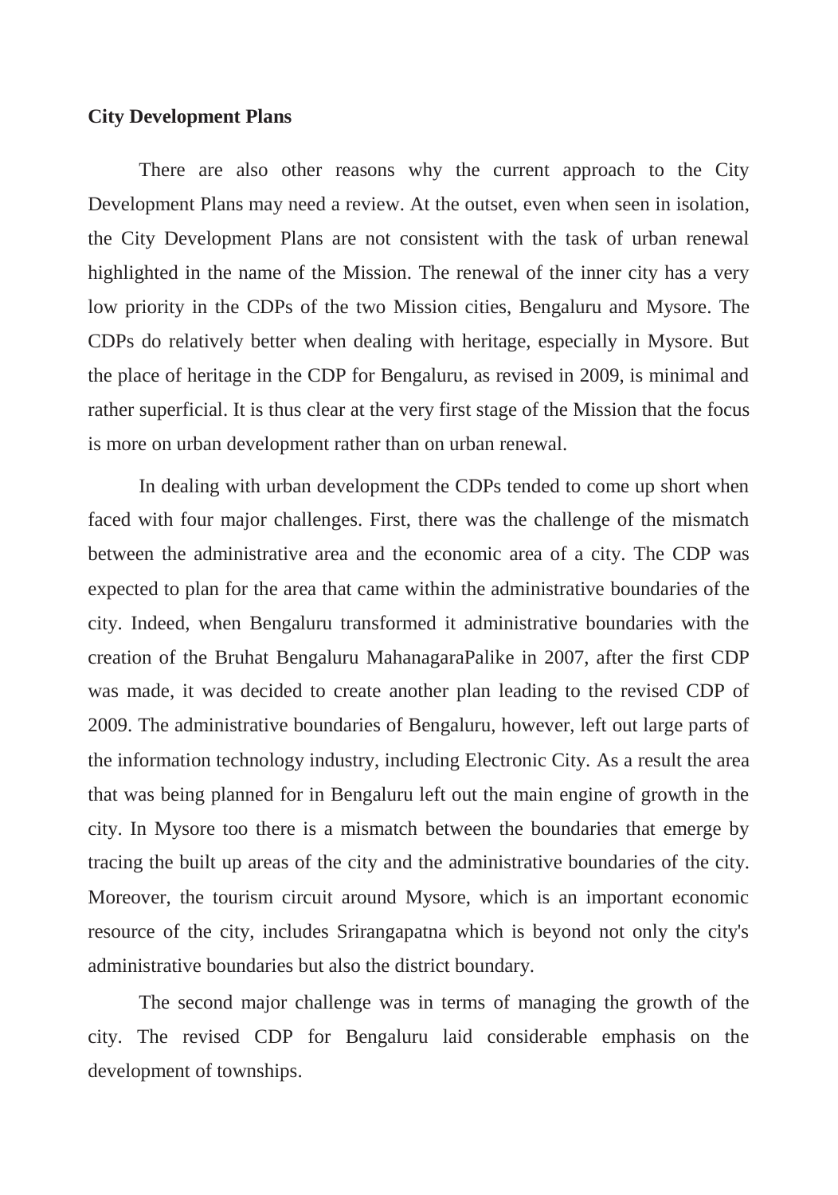**City Development Plans**

There are also other reasons why the current approach to the City Development Plans may need a review. At the outset, even when seen in isolation, the City Development Plans are not consistent with the task of urban renewal highlighted in the name of the Mission. The renewal of the inner city has a very low priority in the CDPs of the two Mission cities, Bengaluru and Mysore. The CDPs do relatively better when dealing with heritage, especially in Mysore. But the place of heritage in the CDP for Bengaluru, as revised in 2009, is minimal and rather superficial. It is thus clear at the very first stage of the Mission that the focus is more on urban development rather than on urban renewal.

In dealing with urban development the CDPs tended to come up short when faced with four major challenges. First, there was the challenge of the mismatch between the administrative area and the economic area of a city. The CDP was expected to plan for the area that came within the administrative boundaries of the city. Indeed, when Bengaluru transformed it administrative boundaries with the creation of the Bruhat Bengaluru MahanagaraPalike in 2007, after the first CDP was made, it was decided to create another plan leading to the revised CDP of 2009. The administrative boundaries of Bengaluru, however, left out large parts of the information technology industry, including Electronic City. As a result the area that was being planned for in Bengaluru left out the main engine of growth in the city. In Mysore too there is a mismatch between the boundaries that emerge by tracing the built up areas of the city and the administrative boundaries of the city. Moreover, the tourism circuit around Mysore, which is an important economic resource of the city, includes Srirangapatna which is beyond not only the city's administrative boundaries but also the district boundary.

The second major challenge was in terms of managing the growth of the city. The revised CDP for Bengaluru laid considerable emphasis on the development of townships.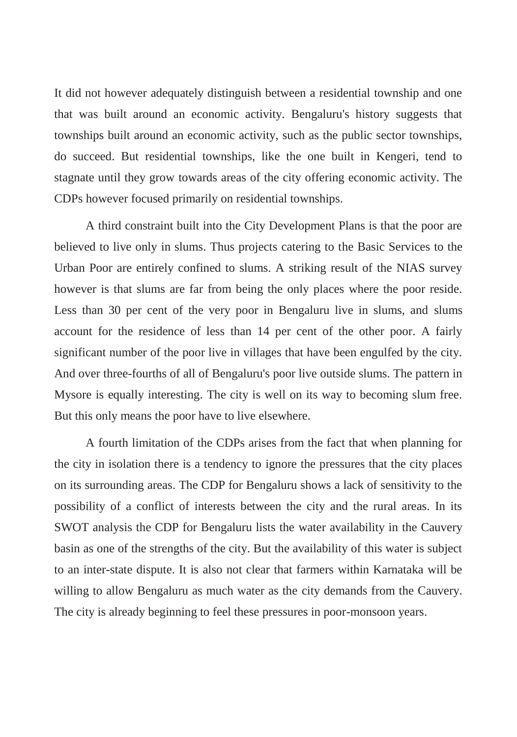It did not however adequately distinguish between a residential township and one that was built around an economic activity. Bengaluru's history suggests that townships built around an economic activity, such as the public sector townships, do succeed. But residential townships, like the one built in Kengeri, tend to stagnate until they grow towards areas of the city offering economic activity. The CDPs however focused primarily on residential townships.

A third constraint built into the City Development Plans is that the poor are believed to live only in slums. Thus projects catering to the Basic Services to the Urban Poor are entirely confined to slums. A striking result of the NIAS survey however is that slums are far from being the only places where the poor reside. Less than 30 per cent of the very poor in Bengaluru live in slums, and slums account for the residence of less than 14 per cent of the other poor. A fairly significant number of the poor live in villages that have been engulfed by the city. And over three-fourths of all of Bengaluru's poor live outside slums. The pattern in Mysore is equally interesting. The city is well on its way to becoming slum free. But this only means the poor have to live elsewhere.

A fourth limitation of the CDPs arises from the fact that when planning for the city in isolation there is a tendency to ignore the pressures that the city places on its surrounding areas. The CDP for Bengaluru shows a lack of sensitivity to the possibility of a conflict of interests between the city and the rural areas. In its SWOT analysis the CDP for Bengaluru lists the water availability in the Cauvery basin as one of the strengths of the city. But the availability of this water is subject to an inter-state dispute. It is also not clear that farmers within Karnataka will be willing to allow Bengaluru as much water as the city demands from the Cauvery. The city is already beginning to feel these pressures in poor-monsoon years.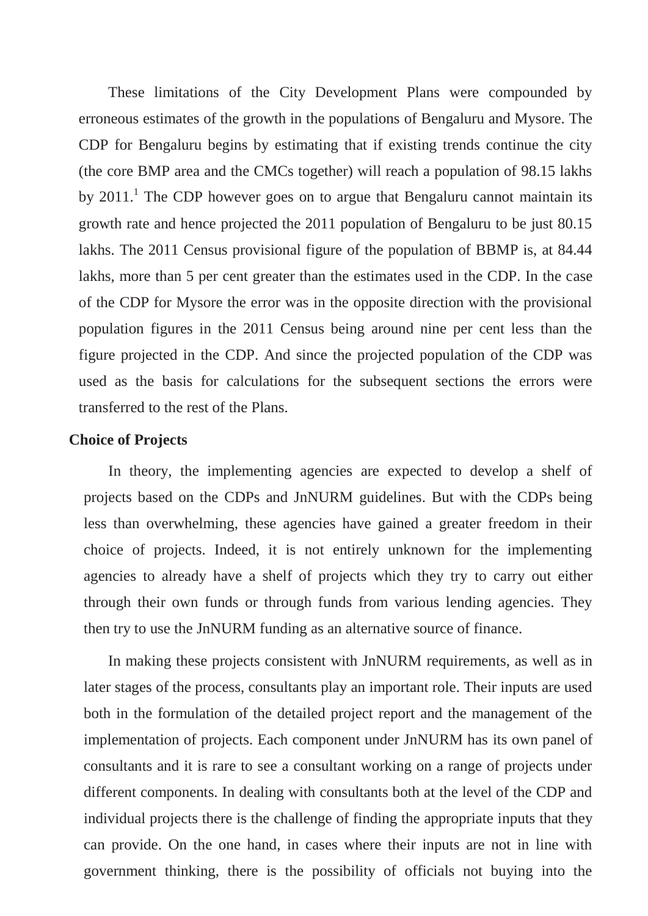These limitations of the City Development Plans were compounded by erroneous estimates of the growth in the populations of Bengaluru and Mysore. The CDP for Bengaluru begins by estimating that if existing trends continue the city (the core BMP area and the CMCs together) will reach a population of 98.15 lakhs by 2011.[1] The CDP however goes on to argue that Bengaluru cannot maintain its growth rate and hence projected the 2011 population of Bengaluru to be just 80.15 lakhs. The 2011 Census provisional figure of the population of BBMP is, at 84.44 lakhs, more than 5 per cent greater than the estimates used in the CDP. In the case of the CDP for Mysore the error was in the opposite direction with the provisional population figures in the 2011 Census being around nine per cent less than the figure projected in the CDP. And since the projected population of the CDP was used as the basis for calculations for the subsequent sections the errors were transferred to the rest of the Plans.

**Choice of Projects**

In theory, the implementing agencies are expected to develop a shelf of projects based on the CDPs and JnNURM guidelines. But with the CDPs being less than overwhelming, these agencies have gained a greater freedom in their choice of projects. Indeed, it is not entirely unknown for the implementing agencies to already have a shelf of projects which they try to carry out either through their own funds or through funds from various lending agencies. They then try to use the JnNURM funding as an alternative source of finance.

In making these projects consistent with JnNURM requirements, as well as in later stages of the process, consultants play an important role. Their inputs are used both in the formulation of the detailed project report and the management of the implementation of projects. Each component under JnNURM has its own panel of consultants and it is rare to see a consultant working on a range of projects under different components. In dealing with consultants both at the level of the CDP and individual projects there is the challenge of finding the appropriate inputs that they can provide. On the one hand, in cases where their inputs are not in line with government thinking, there is the possibility of officials not buying into the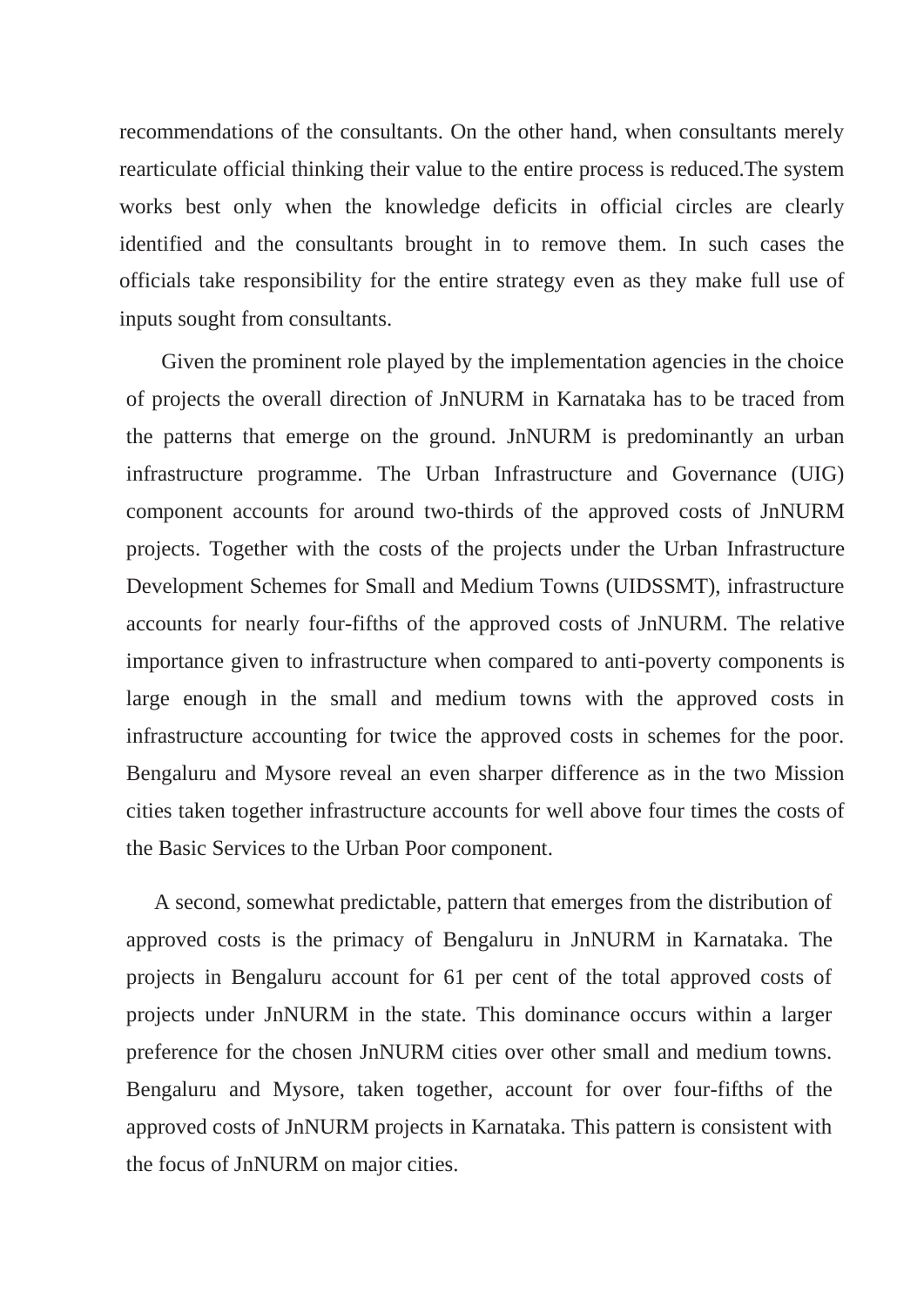recommendations of the consultants. On the other hand, when consultants merely rearticulate official thinking their value to the entire process is reduced.The system works best only when the knowledge deficits in official circles are clearly identified and the consultants brought in to remove them. In such cases the officials take responsibility for the entire strategy even as they make full use of inputs sought from consultants.

Given the prominent role played by the implementation agencies in the choice of projects the overall direction of JnNURM in Karnataka has to be traced from the patterns that emerge on the ground. JnNURM is predominantly an urban infrastructure programme. The Urban Infrastructure and Governance (UIG) component accounts for around two-thirds of the approved costs of JnNURM projects. Together with the costs of the projects under the Urban Infrastructure Development Schemes for Small and Medium Towns (UIDSSMT), infrastructure accounts for nearly four-fifths of the approved costs of JnNURM. The relative importance given to infrastructure when compared to anti-poverty components is large enough in the small and medium towns with the approved costs in infrastructure accounting for twice the approved costs in schemes for the poor. Bengaluru and Mysore reveal an even sharper difference as in the two Mission cities taken together infrastructure accounts for well above four times the costs of the Basic Services to the Urban Poor component.

A second, somewhat predictable, pattern that emerges from the distribution of approved costs is the primacy of Bengaluru in JnNURM in Karnataka. The projects in Bengaluru account for 61 per cent of the total approved costs of projects under JnNURM in the state. This dominance occurs within a larger preference for the chosen JnNURM cities over other small and medium towns. Bengaluru and Mysore, taken together, account for over four-fifths of the approved costs of JnNURM projects in Karnataka. This pattern is consistent with the focus of JnNURM on major cities.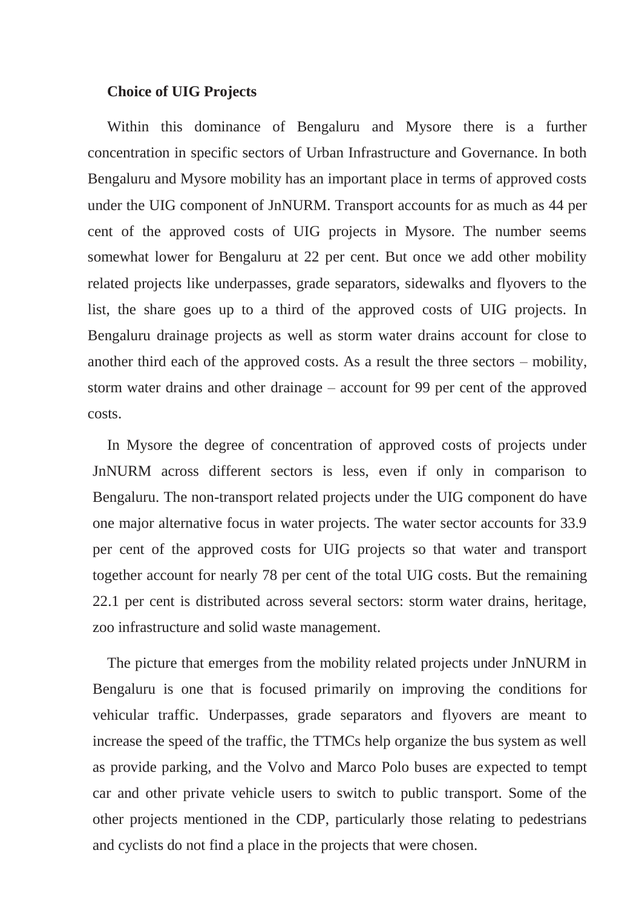**Choice of UIG Projects**

Within this dominance of Bengaluru and Mysore there is a further concentration in specific sectors of Urban Infrastructure and Governance. In both Bengaluru and Mysore mobility has an important place in terms of approved costs under the UIG component of JnNURM. Transport accounts for as much as 44 per cent of the approved costs of UIG projects in Mysore. The number seems somewhat lower for Bengaluru at 22 per cent. But once we add other mobility related projects like underpasses, grade separators, sidewalks and flyovers to the list, the share goes up to a third of the approved costs of UIG projects. In Bengaluru drainage projects as well as storm water drains account for close to another third each of the approved costs. As a result the three sectors – mobility, storm water drains and other drainage – account for 99 per cent of the approved costs.

In Mysore the degree of concentration of approved costs of projects under JnNURM across different sectors is less, even if only in comparison to Bengaluru. The non-transport related projects under the UIG component do have one major alternative focus in water projects. The water sector accounts for 33.9 per cent of the approved costs for UIG projects so that water and transport together account for nearly 78 per cent of the total UIG costs. But the remaining 22.1 per cent is distributed across several sectors: storm water drains, heritage, zoo infrastructure and solid waste management.

The picture that emerges from the mobility related projects under JnNURM in Bengaluru is one that is focused primarily on improving the conditions for vehicular traffic. Underpasses, grade separators and flyovers are meant to increase the speed of the traffic, the TTMCs help organize the bus system as well as provide parking, and the Volvo and Marco Polo buses are expected to tempt car and other private vehicle users to switch to public transport. Some of the other projects mentioned in the CDP, particularly those relating to pedestrians and cyclists do not find a place in the projects that were chosen.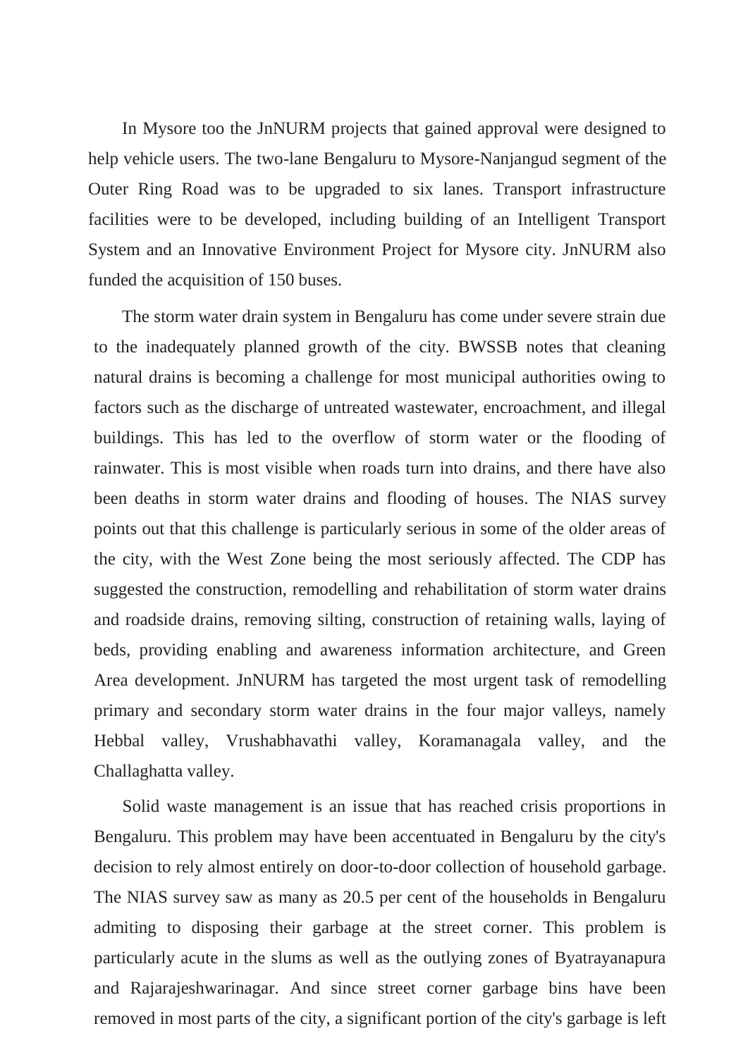In Mysore too the JnNURM projects that gained approval were designed to help vehicle users. The two-lane Bengaluru to Mysore-Nanjangud segment of the Outer Ring Road was to be upgraded to six lanes. Transport infrastructure facilities were to be developed, including building of an Intelligent Transport System and an Innovative Environment Project for Mysore city. JnNURM also funded the acquisition of 150 buses.

The storm water drain system in Bengaluru has come under severe strain due to the inadequately planned growth of the city. BWSSB notes that cleaning natural drains is becoming a challenge for most municipal authorities owing to factors such as the discharge of untreated wastewater, encroachment, and illegal buildings. This has led to the overflow of storm water or the flooding of rainwater. This is most visible when roads turn into drains, and there have also been deaths in storm water drains and flooding of houses. The NIAS survey points out that this challenge is particularly serious in some of the older areas of the city, with the West Zone being the most seriously affected. The CDP has suggested the construction, remodelling and rehabilitation of storm water drains and roadside drains, removing silting, construction of retaining walls, laying of beds, providing enabling and awareness information architecture, and Green Area development. JnNURM has targeted the most urgent task of remodelling primary and secondary storm water drains in the four major valleys, namely Hebbal valley, Vrushabhavathi valley, Koramanagala valley, and the Challaghatta valley.

Solid waste management is an issue that has reached crisis proportions in Bengaluru. This problem may have been accentuated in Bengaluru by the city's decision to rely almost entirely on door-to-door collection of household garbage. The NIAS survey saw as many as 20.5 per cent of the households in Bengaluru admiting to disposing their garbage at the street corner. This problem is particularly acute in the slums as well as the outlying zones of Byatrayanapura and Rajarajeshwarinagar. And since street corner garbage bins have been removed in most parts of the city, a significant portion of the city's garbage is left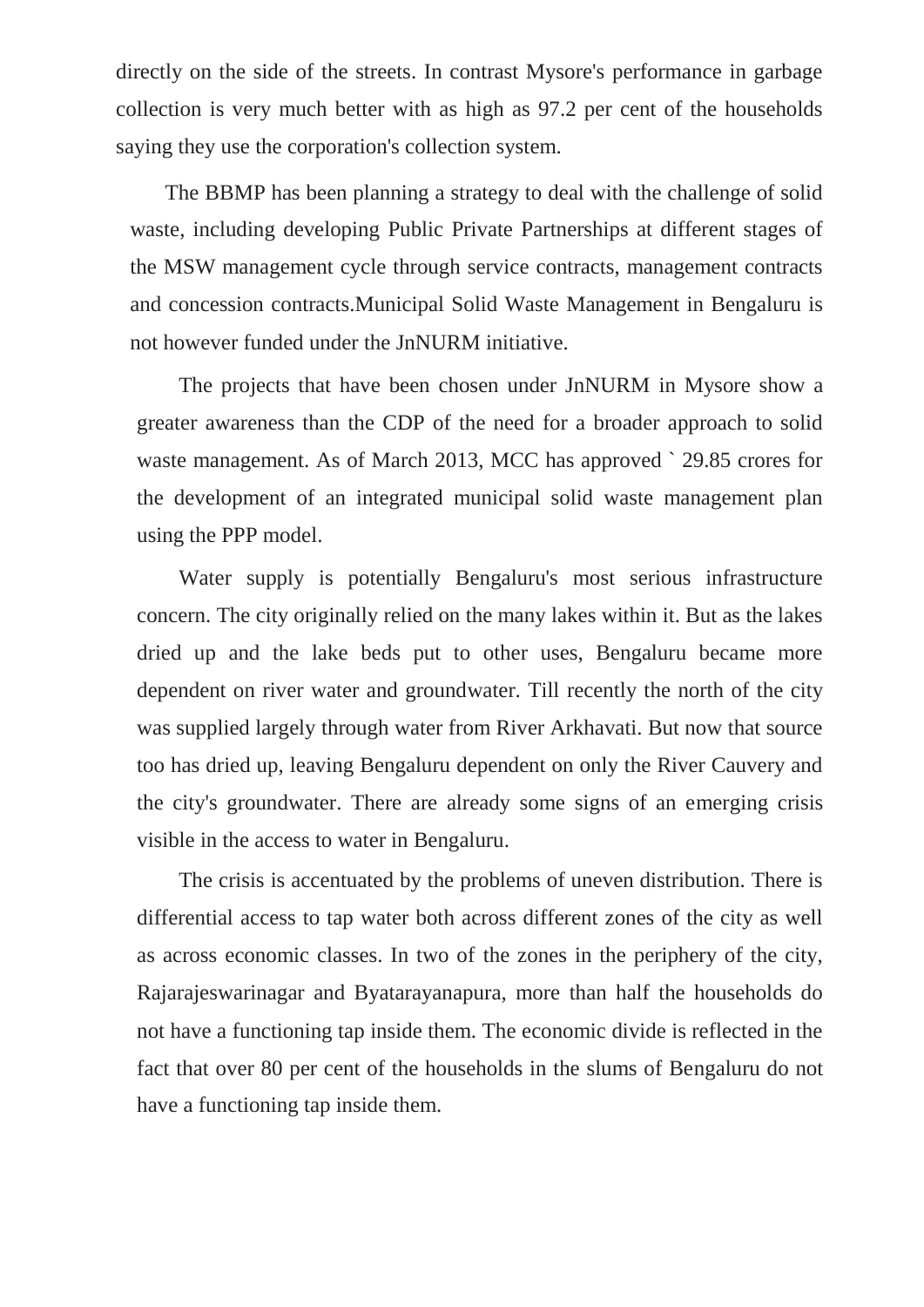directly on the side of the streets. In contrast Mysore's performance in garbage collection is very much better with as high as 97.2 per cent of the households saying they use the corporation's collection system.

The BBMP has been planning a strategy to deal with the challenge of solid waste, including developing Public Private Partnerships at different stages of the MSW management cycle through service contracts, management contracts and concession contracts.Municipal Solid Waste Management in Bengaluru is not however funded under the JnNURM initiative.

The projects that have been chosen under JnNURM in Mysore show a greater awareness than the CDP of the need for a broader approach to solid waste management. As of March 2013, MCC has approved ` 29.85 crores for the development of an integrated municipal solid waste management plan using the PPP model.

Water supply is potentially Bengaluru's most serious infrastructure concern. The city originally relied on the many lakes within it. But as the lakes dried up and the lake beds put to other uses, Bengaluru became more dependent on river water and groundwater. Till recently the north of the city was supplied largely through water from River Arkhavati. But now that source too has dried up, leaving Bengaluru dependent on only the River Cauvery and the city's groundwater. There are already some signs of an emerging crisis visible in the access to water in Bengaluru.

The crisis is accentuated by the problems of uneven distribution. There is differential access to tap water both across different zones of the city as well as across economic classes. In two of the zones in the periphery of the city, Rajarajeswarinagar and Byatarayanapura, more than half the households do not have a functioning tap inside them. The economic divide is reflected in the fact that over 80 per cent of the households in the slums of Bengaluru do not have a functioning tap inside them.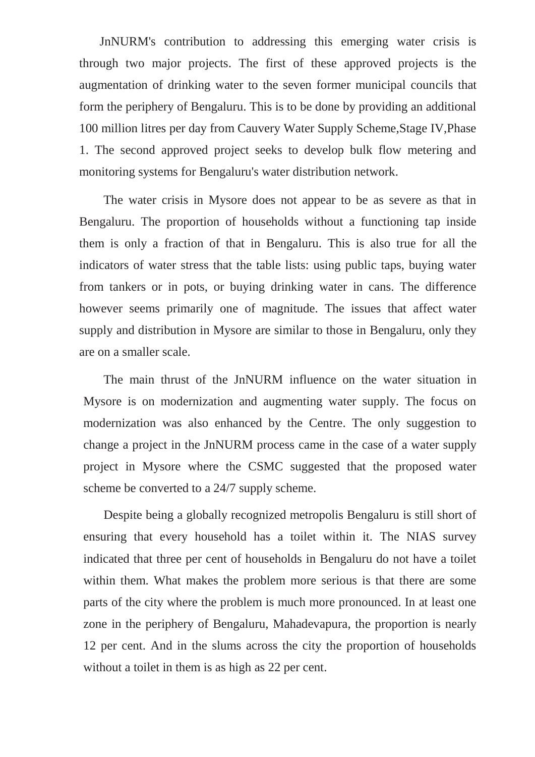JnNURM's contribution to addressing this emerging water crisis is through two major projects. The first of these approved projects is the augmentation of drinking water to the seven former municipal councils that form the periphery of Bengaluru. This is to be done by providing an additional 100 million litres per day from Cauvery Water Supply Scheme,Stage IV,Phase 1. The second approved project seeks to develop bulk flow metering and monitoring systems for Bengaluru's water distribution network.

The water crisis in Mysore does not appear to be as severe as that in Bengaluru. The proportion of households without a functioning tap inside them is only a fraction of that in Bengaluru. This is also true for all the indicators of water stress that the table lists: using public taps, buying water from tankers or in pots, or buying drinking water in cans. The difference however seems primarily one of magnitude. The issues that affect water supply and distribution in Mysore are similar to those in Bengaluru, only they are on a smaller scale.

The main thrust of the JnNURM influence on the water situation in Mysore is on modernization and augmenting water supply. The focus on modernization was also enhanced by the Centre. The only suggestion to change a project in the JnNURM process came in the case of a water supply project in Mysore where the CSMC suggested that the proposed water scheme be converted to a 24/7 supply scheme.

Despite being a globally recognized metropolis Bengaluru is still short of ensuring that every household has a toilet within it. The NIAS survey indicated that three per cent of households in Bengaluru do not have a toilet within them. What makes the problem more serious is that there are some parts of the city where the problem is much more pronounced. In at least one zone in the periphery of Bengaluru, Mahadevapura, the proportion is nearly 12 per cent. And in the slums across the city the proportion of households without a toilet in them is as high as 22 per cent.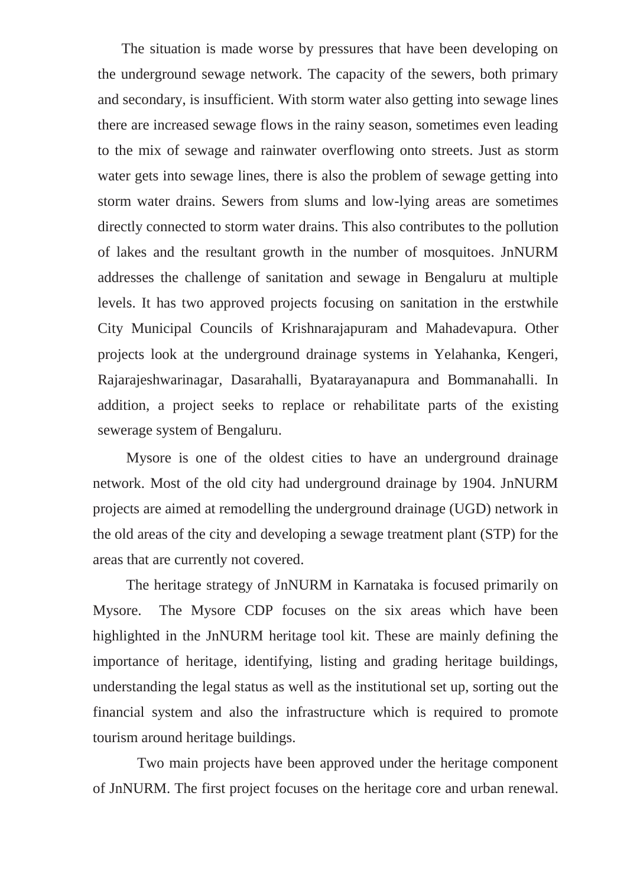The situation is made worse by pressures that have been developing on the underground sewage network. The capacity of the sewers, both primary and secondary, is insufficient. With storm water also getting into sewage lines there are increased sewage flows in the rainy season, sometimes even leading to the mix of sewage and rainwater overflowing onto streets. Just as storm water gets into sewage lines, there is also the problem of sewage getting into storm water drains. Sewers from slums and low-lying areas are sometimes directly connected to storm water drains. This also contributes to the pollution of lakes and the resultant growth in the number of mosquitoes. JnNURM addresses the challenge of sanitation and sewage in Bengaluru at multiple levels. It has two approved projects focusing on sanitation in the erstwhile City Municipal Councils of Krishnarajapuram and Mahadevapura. Other projects look at the underground drainage systems in Yelahanka, Kengeri, Rajarajeshwarinagar, Dasarahalli, Byatarayanapura and Bommanahalli. In addition, a project seeks to replace or rehabilitate parts of the existing sewerage system of Bengaluru.

Mysore is one of the oldest cities to have an underground drainage network. Most of the old city had underground drainage by 1904. JnNURM projects are aimed at remodelling the underground drainage (UGD) network in the old areas of the city and developing a sewage treatment plant (STP) for the areas that are currently not covered.

The heritage strategy of JnNURM in Karnataka is focused primarily on Mysore. The Mysore CDP focuses on the six areas which have been highlighted in the JnNURM heritage tool kit. These are mainly defining the importance of heritage, identifying, listing and grading heritage buildings, understanding the legal status as well as the institutional set up, sorting out the financial system and also the infrastructure which is required to promote tourism around heritage buildings.

Two main projects have been approved under the heritage component of JnNURM. The first project focuses on the heritage core and urban renewal.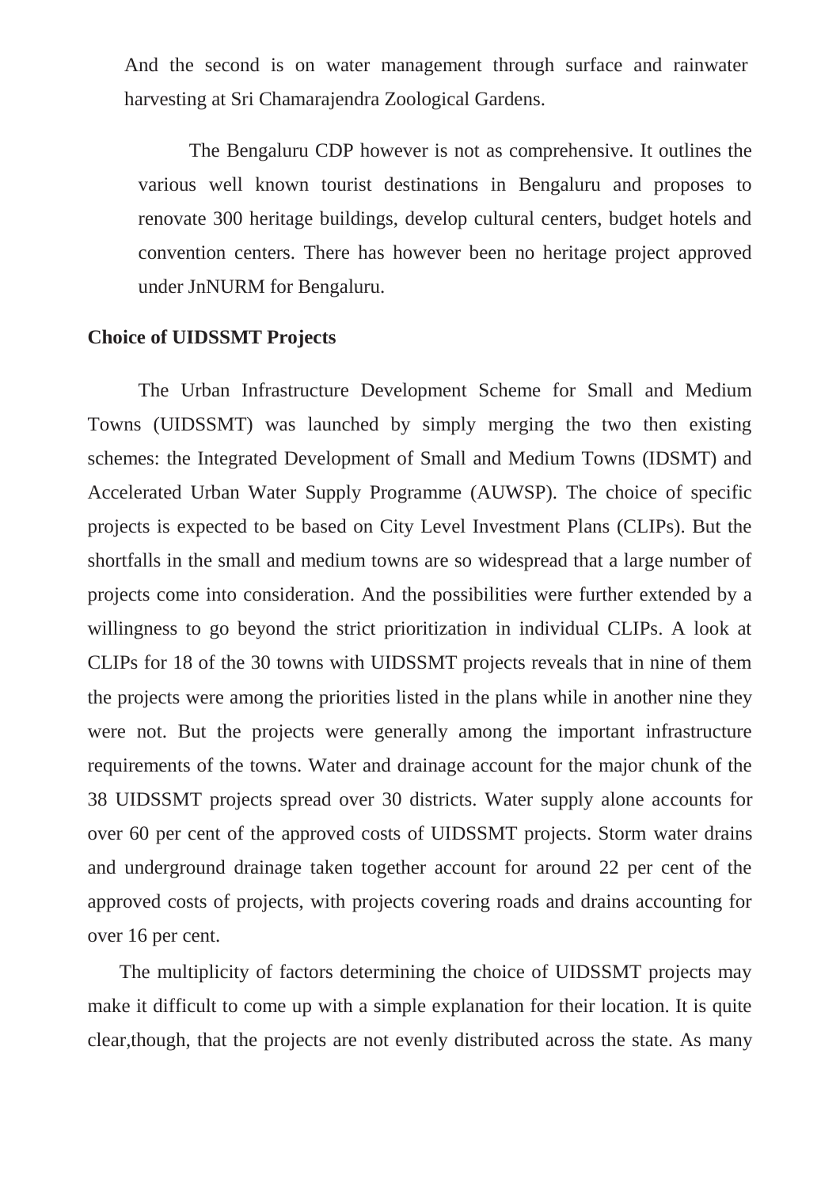And the second is on water management through surface and rainwater harvesting at Sri Chamarajendra Zoological Gardens.

The Bengaluru CDP however is not as comprehensive. It outlines the various well known tourist destinations in Bengaluru and proposes to renovate 300 heritage buildings, develop cultural centers, budget hotels and convention centers. There has however been no heritage project approved under JnNURM for Bengaluru.

**Choice of UIDSSMT Projects**

The Urban Infrastructure Development Scheme for Small and Medium Towns (UIDSSMT) was launched by simply merging the two then existing schemes: the Integrated Development of Small and Medium Towns (IDSMT) and Accelerated Urban Water Supply Programme (AUWSP). The choice of specific projects is expected to be based on City Level Investment Plans (CLIPs). But the shortfalls in the small and medium towns are so widespread that a large number of projects come into consideration. And the possibilities were further extended by a willingness to go beyond the strict prioritization in individual CLIPs. A look at CLIPs for 18 of the 30 towns with UIDSSMT projects reveals that in nine of them the projects were among the priorities listed in the plans while in another nine they were not. But the projects were generally among the important infrastructure requirements of the towns. Water and drainage account for the major chunk of the 38 UIDSSMT projects spread over 30 districts. Water supply alone accounts for over 60 per cent of the approved costs of UIDSSMT projects. Storm water drains and underground drainage taken together account for around 22 per cent of the approved costs of projects, with projects covering roads and drains accounting for over 16 per cent.

The multiplicity of factors determining the choice of UIDSSMT projects may make it difficult to come up with a simple explanation for their location. It is quite clear,though, that the projects are not evenly distributed across the state. As many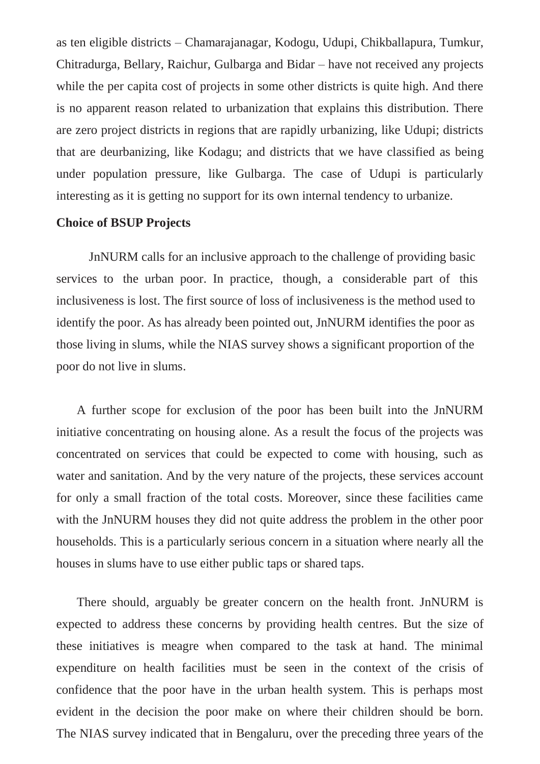as ten eligible districts – Chamarajanagar, Kodogu, Udupi, Chikballapura, Tumkur, Chitradurga, Bellary, Raichur, Gulbarga and Bidar – have not received any projects while the per capita cost of projects in some other districts is quite high. And there is no apparent reason related to urbanization that explains this distribution. There are zero project districts in regions that are rapidly urbanizing, like Udupi; districts that are deurbanizing, like Kodagu; and districts that we have classified as being under population pressure, like Gulbarga. The case of Udupi is particularly interesting as it is getting no support for its own internal tendency to urbanize.

**Choice of BSUP Projects**

JnNURM calls for an inclusive approach to the challenge of providing basic services to the urban poor. In practice, though, a considerable part of this inclusiveness is lost. The first source of loss of inclusiveness is the method used to identify the poor. As has already been pointed out, JnNURM identifies the poor as those living in slums, while the NIAS survey shows a significant proportion of the poor do not live in slums.

A further scope for exclusion of the poor has been built into the JnNURM initiative concentrating on housing alone. As a result the focus of the projects was concentrated on services that could be expected to come with housing, such as water and sanitation. And by the very nature of the projects, these services account for only a small fraction of the total costs. Moreover, since these facilities came with the JnNURM houses they did not quite address the problem in the other poor households. This is a particularly serious concern in a situation where nearly all the houses in slums have to use either public taps or shared taps.

There should, arguably be greater concern on the health front. JnNURM is expected to address these concerns by providing health centres. But the size of these initiatives is meagre when compared to the task at hand. The minimal expenditure on health facilities must be seen in the context of the crisis of confidence that the poor have in the urban health system. This is perhaps most evident in the decision the poor make on where their children should be born. The NIAS survey indicated that in Bengaluru, over the preceding three years of the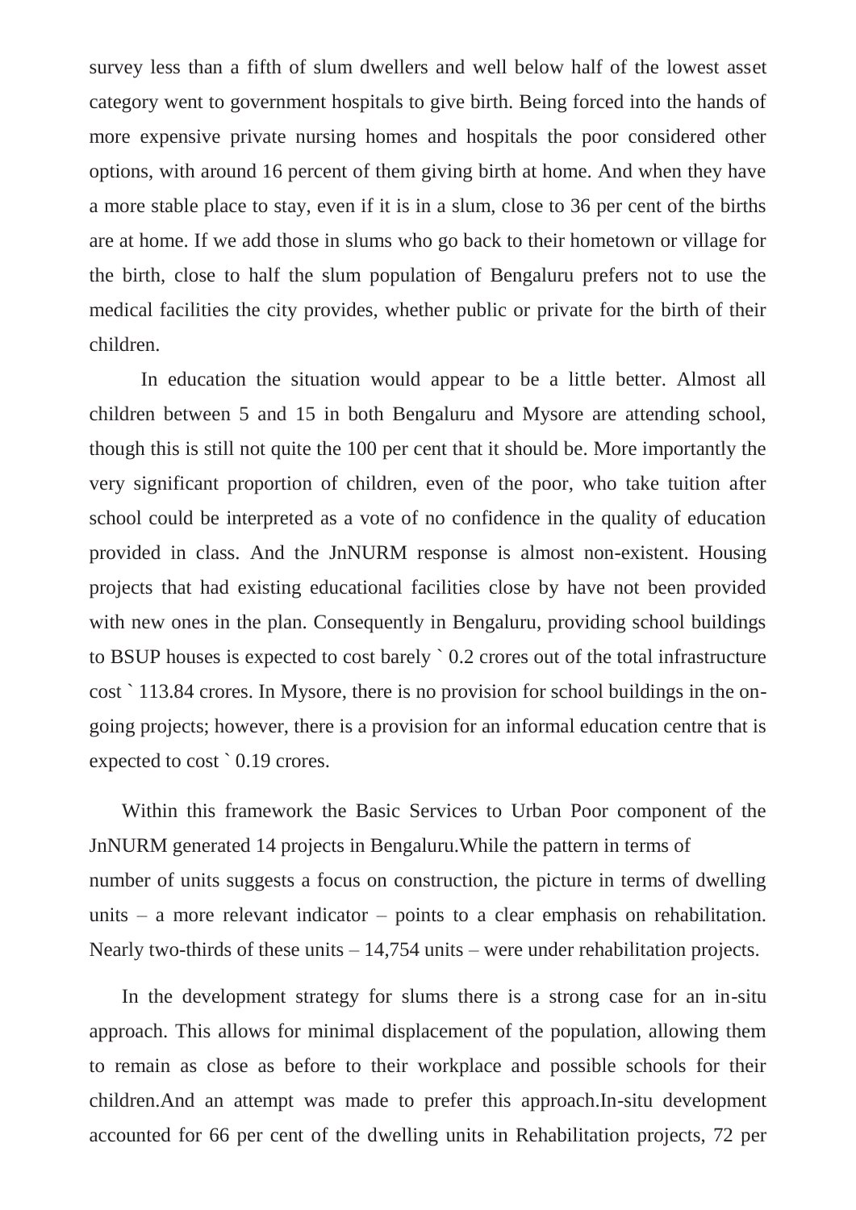survey less than a fifth of slum dwellers and well below half of the lowest asset category went to government hospitals to give birth. Being forced into the hands of more expensive private nursing homes and hospitals the poor considered other options, with around 16 percent of them giving birth at home. And when they have a more stable place to stay, even if it is in a slum, close to 36 per cent of the births are at home. If we add those in slums who go back to their hometown or village for the birth, close to half the slum population of Bengaluru prefers not to use the medical facilities the city provides, whether public or private for the birth of their children.

In education the situation would appear to be a little better. Almost all children between 5 and 15 in both Bengaluru and Mysore are attending school, though this is still not quite the 100 per cent that it should be. More importantly the very significant proportion of children, even of the poor, who take tuition after school could be interpreted as a vote of no confidence in the quality of education provided in class. And the JnNURM response is almost non-existent. Housing projects that had existing educational facilities close by have not been provided with new ones in the plan. Consequently in Bengaluru, providing school buildings to BSUP houses is expected to cost barely ` 0.2 crores out of the total infrastructure cost ` 113.84 crores. In Mysore, there is no provision for school buildings in the on-going projects; however, there is a provision for an informal education centre that is expected to cost ` 0.19 crores.

Within this framework the Basic Services to Urban Poor component of the JnNURM generated 14 projects in Bengaluru.While the pattern in terms of number of units suggests a focus on construction, the picture in terms of dwelling units – a more relevant indicator – points to a clear emphasis on rehabilitation. Nearly two-thirds of these units – 14,754 units – were under rehabilitation projects.

In the development strategy for slums there is a strong case for an in-situ approach. This allows for minimal displacement of the population, allowing them to remain as close as before to their workplace and possible schools for their children.And an attempt was made to prefer this approach.In-situ development accounted for 66 per cent of the dwelling units in Rehabilitation projects, 72 per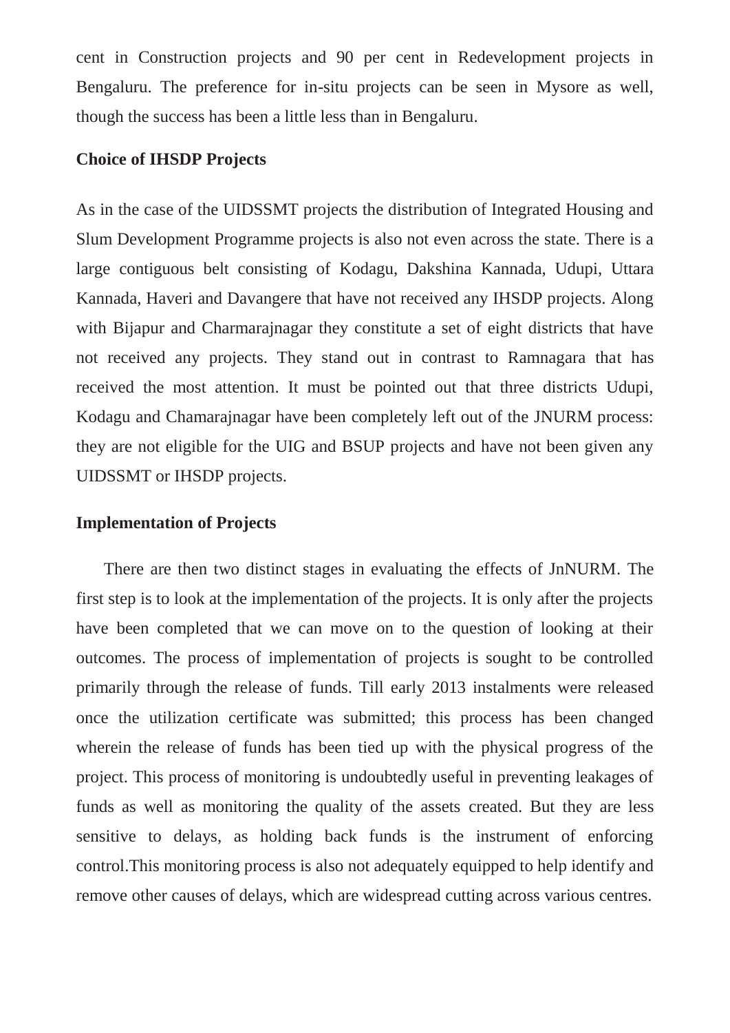cent in Construction projects and 90 per cent in Redevelopment projects in Bengaluru. The preference for in-situ projects can be seen in Mysore as well, though the success has been a little less than in Bengaluru.

**Choice of IHSDP Projects**

As in the case of the UIDSSMT projects the distribution of Integrated Housing and Slum Development Programme projects is also not even across the state. There is a large contiguous belt consisting of Kodagu, Dakshina Kannada, Udupi, Uttara Kannada, Haveri and Davangere that have not received any IHSDP projects. Along with Bijapur and Charmarajnagar they constitute a set of eight districts that have not received any projects. They stand out in contrast to Ramnagara that has received the most attention. It must be pointed out that three districts Udupi, Kodagu and Chamarajnagar have been completely left out of the JNURM process: they are not eligible for the UIG and BSUP projects and have not been given any UIDSSMT or IHSDP projects.

**Implementation of Projects**

There are then two distinct stages in evaluating the effects of JnNURM. The first step is to look at the implementation of the projects. It is only after the projects have been completed that we can move on to the question of looking at their outcomes. The process of implementation of projects is sought to be controlled primarily through the release of funds. Till early 2013 instalments were released once the utilization certificate was submitted; this process has been changed wherein the release of funds has been tied up with the physical progress of the project. This process of monitoring is undoubtedly useful in preventing leakages of funds as well as monitoring the quality of the assets created. But they are less sensitive to delays, as holding back funds is the instrument of enforcing control.This monitoring process is also not adequately equipped to help identify and remove other causes of delays, which are widespread cutting across various centres.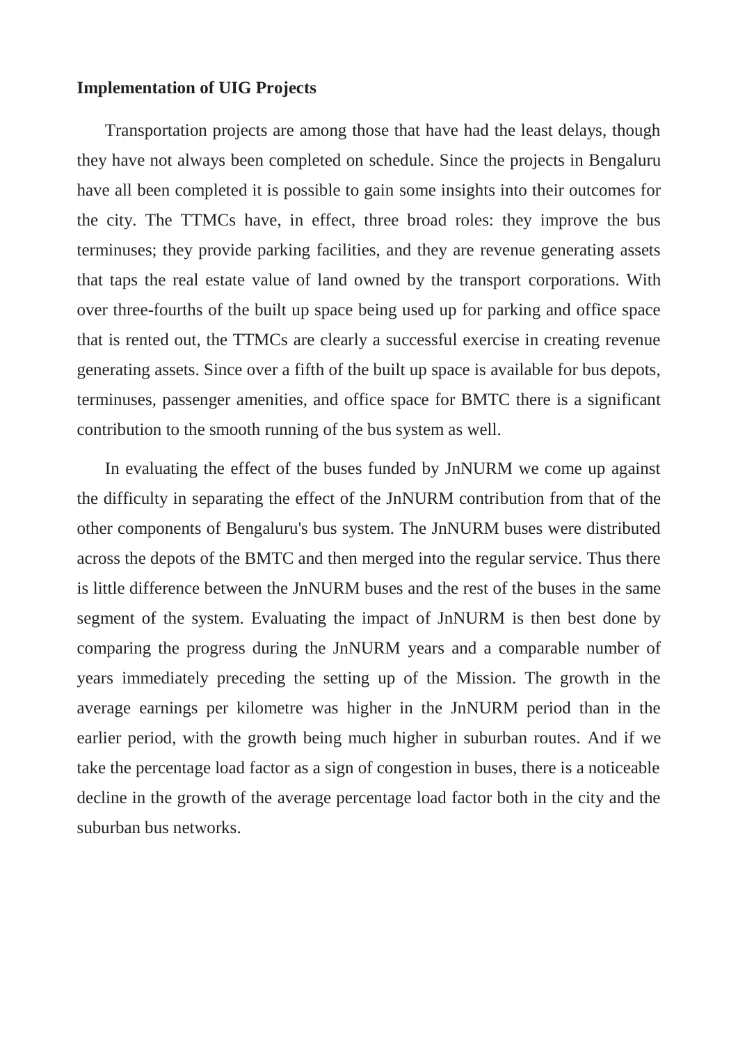**Implementation of UIG Projects**

Transportation projects are among those that have had the least delays, though they have not always been completed on schedule. Since the projects in Bengaluru have all been completed it is possible to gain some insights into their outcomes for the city. The TTMCs have, in effect, three broad roles: they improve the bus terminuses; they provide parking facilities, and they are revenue generating assets that taps the real estate value of land owned by the transport corporations. With over three-fourths of the built up space being used up for parking and office space that is rented out, the TTMCs are clearly a successful exercise in creating revenue generating assets. Since over a fifth of the built up space is available for bus depots, terminuses, passenger amenities, and office space for BMTC there is a significant contribution to the smooth running of the bus system as well.

In evaluating the effect of the buses funded by JnNURM we come up against the difficulty in separating the effect of the JnNURM contribution from that of the other components of Bengaluru's bus system. The JnNURM buses were distributed across the depots of the BMTC and then merged into the regular service. Thus there is little difference between the JnNURM buses and the rest of the buses in the same segment of the system. Evaluating the impact of JnNURM is then best done by comparing the progress during the JnNURM years and a comparable number of years immediately preceding the setting up of the Mission. The growth in the average earnings per kilometre was higher in the JnNURM period than in the earlier period, with the growth being much higher in suburban routes. And if we take the percentage load factor as a sign of congestion in buses, there is a noticeable decline in the growth of the average percentage load factor both in the city and the suburban bus networks.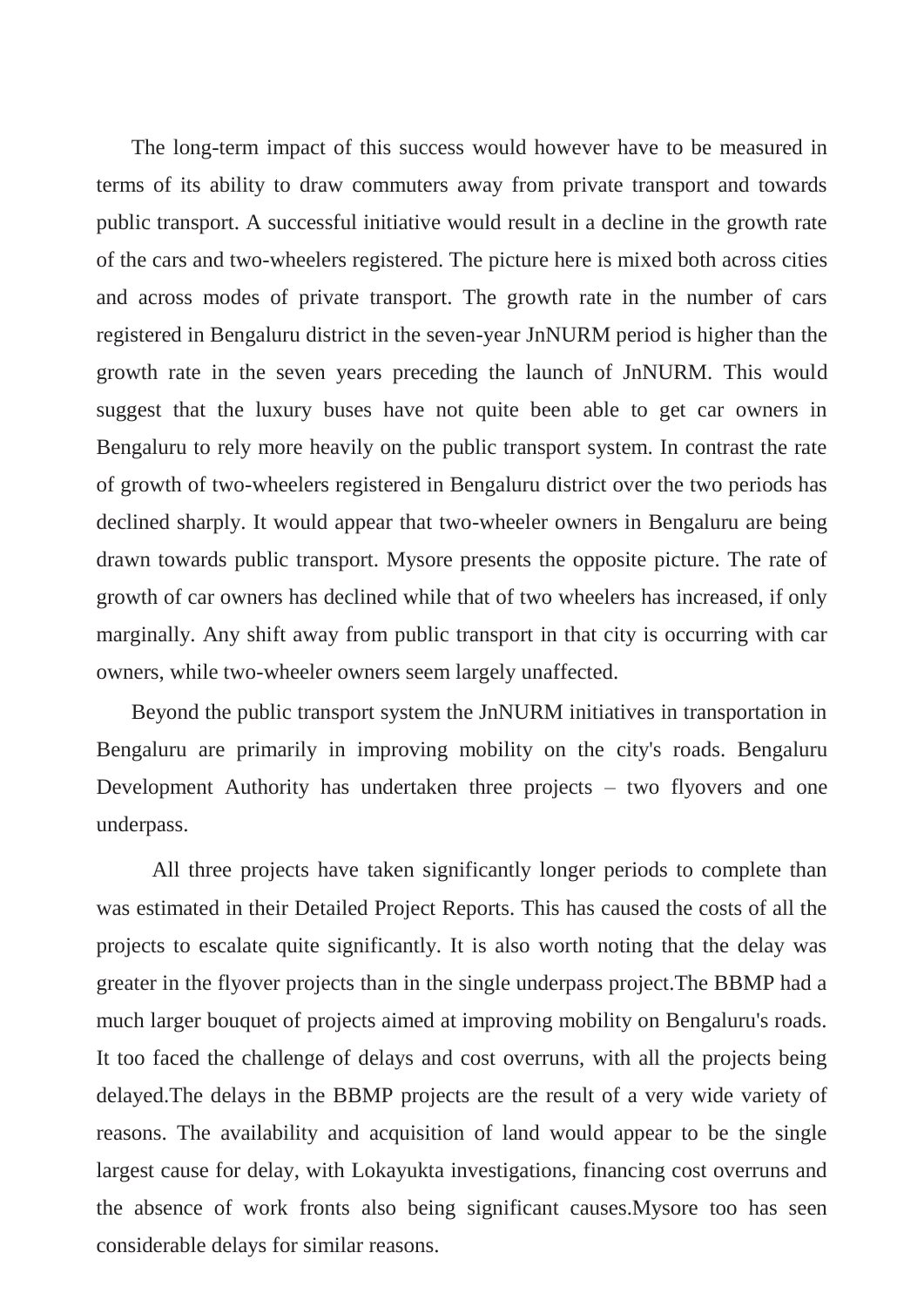The long-term impact of this success would however have to be measured in terms of its ability to draw commuters away from private transport and towards public transport. A successful initiative would result in a decline in the growth rate of the cars and two-wheelers registered. The picture here is mixed both across cities and across modes of private transport. The growth rate in the number of cars registered in Bengaluru district in the seven-year JnNURM period is higher than the growth rate in the seven years preceding the launch of JnNURM. This would suggest that the luxury buses have not quite been able to get car owners in Bengaluru to rely more heavily on the public transport system. In contrast the rate of growth of two-wheelers registered in Bengaluru district over the two periods has declined sharply. It would appear that two-wheeler owners in Bengaluru are being drawn towards public transport. Mysore presents the opposite picture. The rate of growth of car owners has declined while that of two wheelers has increased, if only marginally. Any shift away from public transport in that city is occurring with car owners, while two-wheeler owners seem largely unaffected.

Beyond the public transport system the JnNURM initiatives in transportation in Bengaluru are primarily in improving mobility on the city's roads. Bengaluru Development Authority has undertaken three projects – two flyovers and one underpass.

All three projects have taken significantly longer periods to complete than was estimated in their Detailed Project Reports. This has caused the costs of all the projects to escalate quite significantly. It is also worth noting that the delay was greater in the flyover projects than in the single underpass project.The BBMP had a much larger bouquet of projects aimed at improving mobility on Bengaluru's roads. It too faced the challenge of delays and cost overruns, with all the projects being delayed.The delays in the BBMP projects are the result of a very wide variety of reasons. The availability and acquisition of land would appear to be the single largest cause for delay, with Lokayukta investigations, financing cost overruns and the absence of work fronts also being significant causes.Mysore too has seen considerable delays for similar reasons.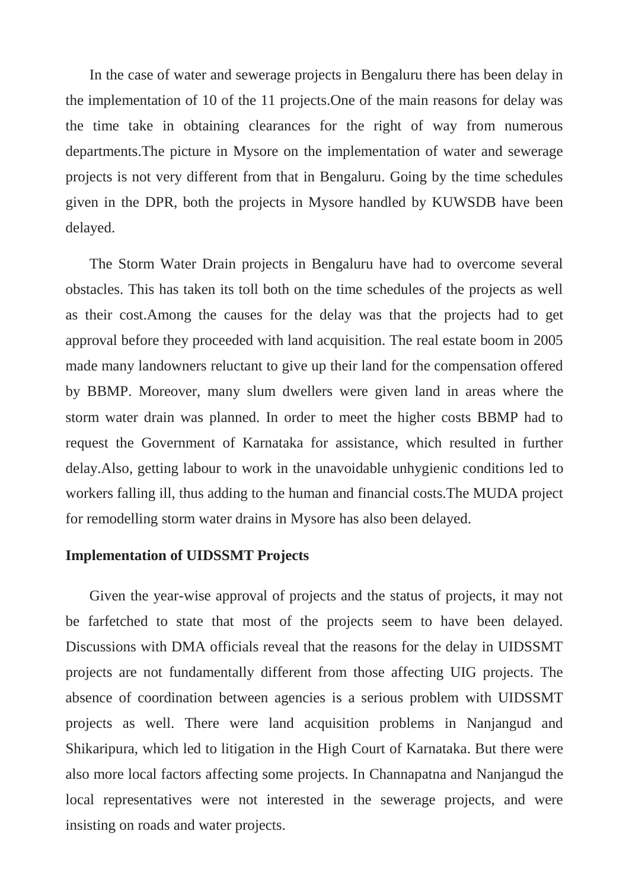In the case of water and sewerage projects in Bengaluru there has been delay in the implementation of 10 of the 11 projects.One of the main reasons for delay was the time take in obtaining clearances for the right of way from numerous departments.The picture in Mysore on the implementation of water and sewerage projects is not very different from that in Bengaluru. Going by the time schedules given in the DPR, both the projects in Mysore handled by KUWSDB have been delayed.

The Storm Water Drain projects in Bengaluru have had to overcome several obstacles. This has taken its toll both on the time schedules of the projects as well as their cost.Among the causes for the delay was that the projects had to get approval before they proceeded with land acquisition. The real estate boom in 2005 made many landowners reluctant to give up their land for the compensation offered by BBMP. Moreover, many slum dwellers were given land in areas where the storm water drain was planned. In order to meet the higher costs BBMP had to request the Government of Karnataka for assistance, which resulted in further delay.Also, getting labour to work in the unavoidable unhygienic conditions led to workers falling ill, thus adding to the human and financial costs.The MUDA project for remodelling storm water drains in Mysore has also been delayed.

**Implementation of UIDSSMT Projects**

Given the year-wise approval of projects and the status of projects, it may not be farfetched to state that most of the projects seem to have been delayed. Discussions with DMA officials reveal that the reasons for the delay in UIDSSMT projects are not fundamentally different from those affecting UIG projects. The absence of coordination between agencies is a serious problem with UIDSSMT projects as well. There were land acquisition problems in Nanjangud and Shikaripura, which led to litigation in the High Court of Karnataka. But there were also more local factors affecting some projects. In Channapatna and Nanjangud the local representatives were not interested in the sewerage projects, and were insisting on roads and water projects.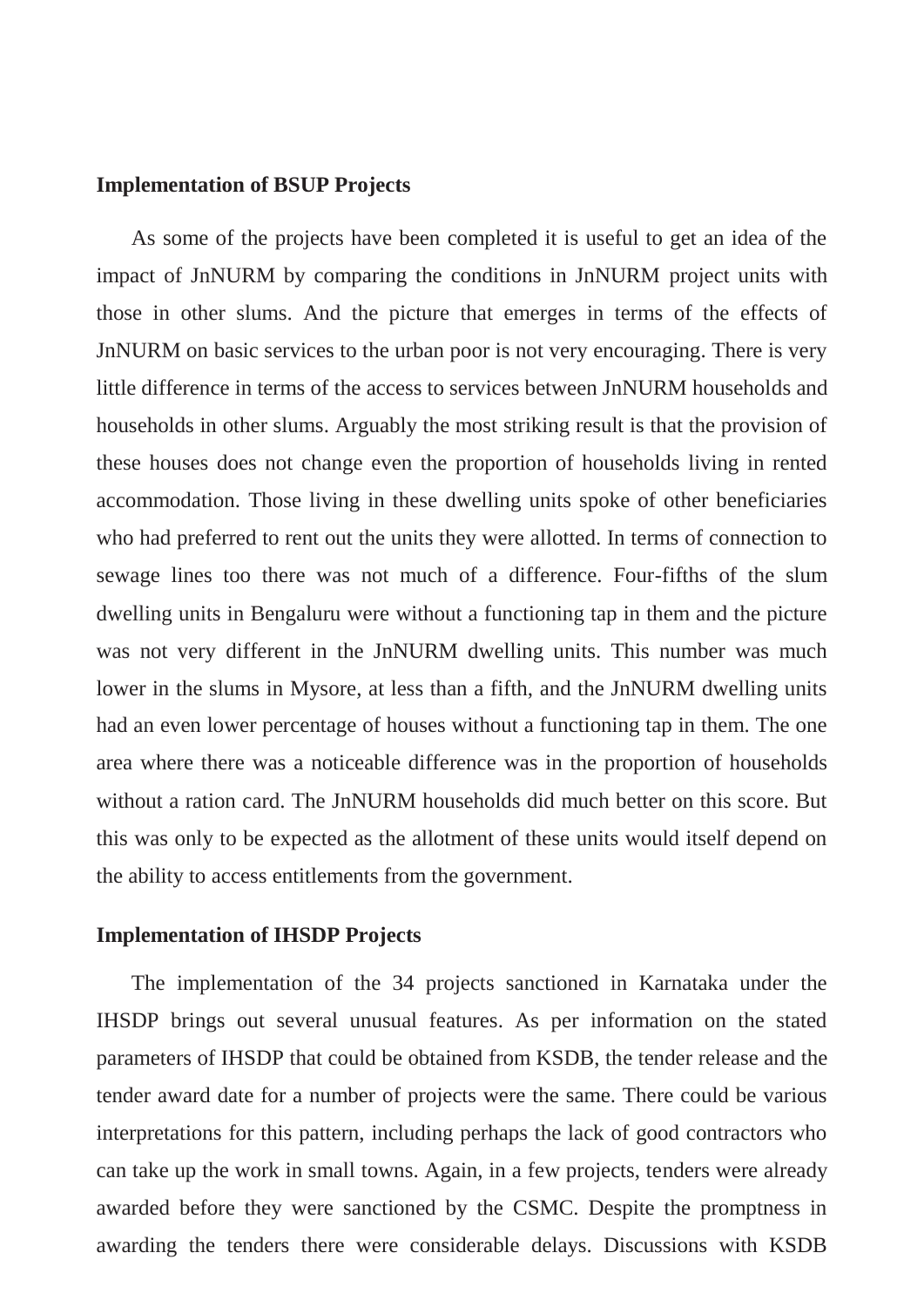**Implementation of BSUP Projects**

As some of the projects have been completed it is useful to get an idea of the impact of JnNURM by comparing the conditions in JnNURM project units with those in other slums. And the picture that emerges in terms of the effects of JnNURM on basic services to the urban poor is not very encouraging. There is very little difference in terms of the access to services between JnNURM households and households in other slums. Arguably the most striking result is that the provision of these houses does not change even the proportion of households living in rented accommodation. Those living in these dwelling units spoke of other beneficiaries who had preferred to rent out the units they were allotted. In terms of connection to sewage lines too there was not much of a difference. Four-fifths of the slum dwelling units in Bengaluru were without a functioning tap in them and the picture was not very different in the JnNURM dwelling units. This number was much lower in the slums in Mysore, at less than a fifth, and the JnNURM dwelling units had an even lower percentage of houses without a functioning tap in them. The one area where there was a noticeable difference was in the proportion of households without a ration card. The JnNURM households did much better on this score. But this was only to be expected as the allotment of these units would itself depend on the ability to access entitlements from the government.

**Implementation of IHSDP Projects**

The implementation of the 34 projects sanctioned in Karnataka under the IHSDP brings out several unusual features. As per information on the stated parameters of IHSDP that could be obtained from KSDB, the tender release and the tender award date for a number of projects were the same. There could be various interpretations for this pattern, including perhaps the lack of good contractors who can take up the work in small towns. Again, in a few projects, tenders were already awarded before they were sanctioned by the CSMC. Despite the promptness in awarding the tenders there were considerable delays. Discussions with KSDB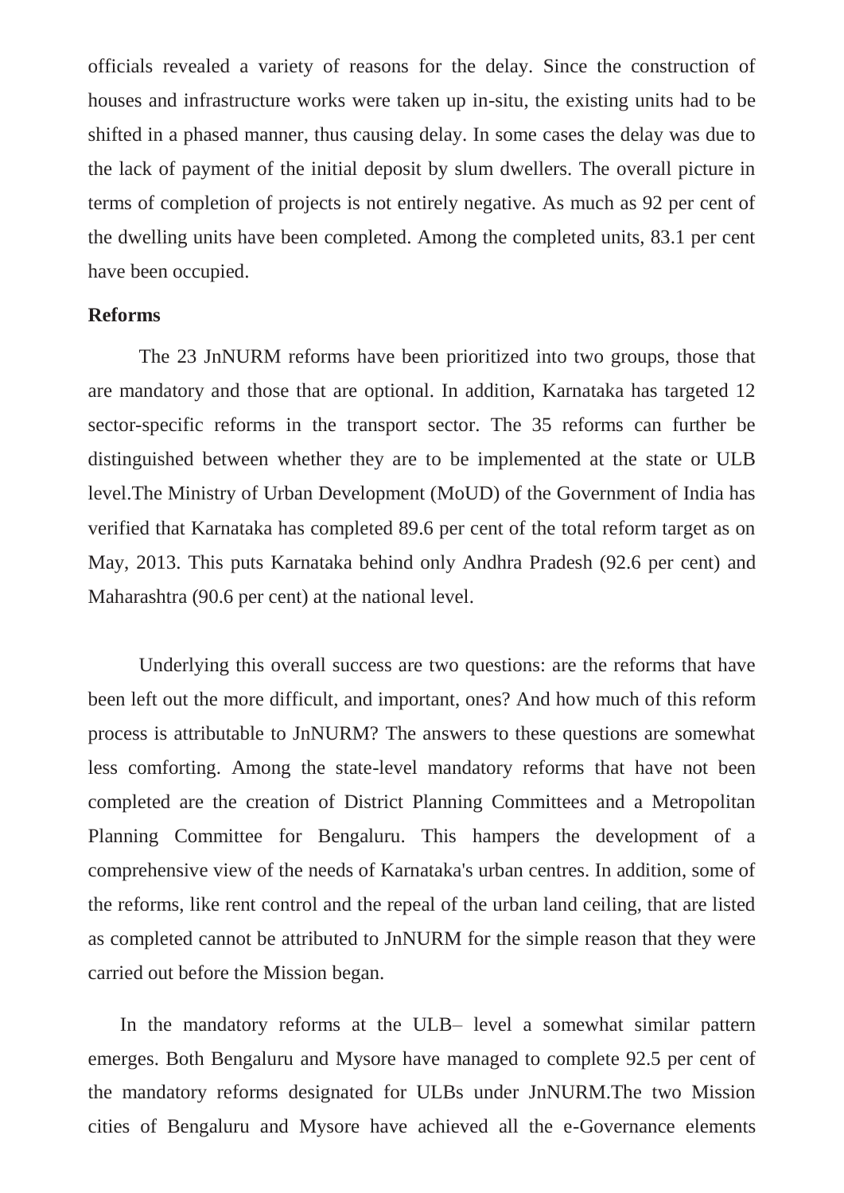officials revealed a variety of reasons for the delay. Since the construction of houses and infrastructure works were taken up in-situ, the existing units had to be shifted in a phased manner, thus causing delay. In some cases the delay was due to the lack of payment of the initial deposit by slum dwellers. The overall picture in terms of completion of projects is not entirely negative. As much as 92 per cent of the dwelling units have been completed. Among the completed units, 83.1 per cent have been occupied.

**Reforms**

The 23 JnNURM reforms have been prioritized into two groups, those that are mandatory and those that are optional. In addition, Karnataka has targeted 12 sector-specific reforms in the transport sector. The 35 reforms can further be distinguished between whether they are to be implemented at the state or ULB level.The Ministry of Urban Development (MoUD) of the Government of India has verified that Karnataka has completed 89.6 per cent of the total reform target as on May, 2013. This puts Karnataka behind only Andhra Pradesh (92.6 per cent) and Maharashtra (90.6 per cent) at the national level.

Underlying this overall success are two questions: are the reforms that have been left out the more difficult, and important, ones? And how much of this reform process is attributable to JnNURM? The answers to these questions are somewhat less comforting. Among the state-level mandatory reforms that have not been completed are the creation of District Planning Committees and a Metropolitan Planning Committee for Bengaluru. This hampers the development of a comprehensive view of the needs of Karnataka's urban centres. In addition, some of the reforms, like rent control and the repeal of the urban land ceiling, that are listed as completed cannot be attributed to JnNURM for the simple reason that they were carried out before the Mission began.

In the mandatory reforms at the ULB– level a somewhat similar pattern emerges. Both Bengaluru and Mysore have managed to complete 92.5 per cent of the mandatory reforms designated for ULBs under JnNURM.The two Mission cities of Bengaluru and Mysore have achieved all the e-Governance elements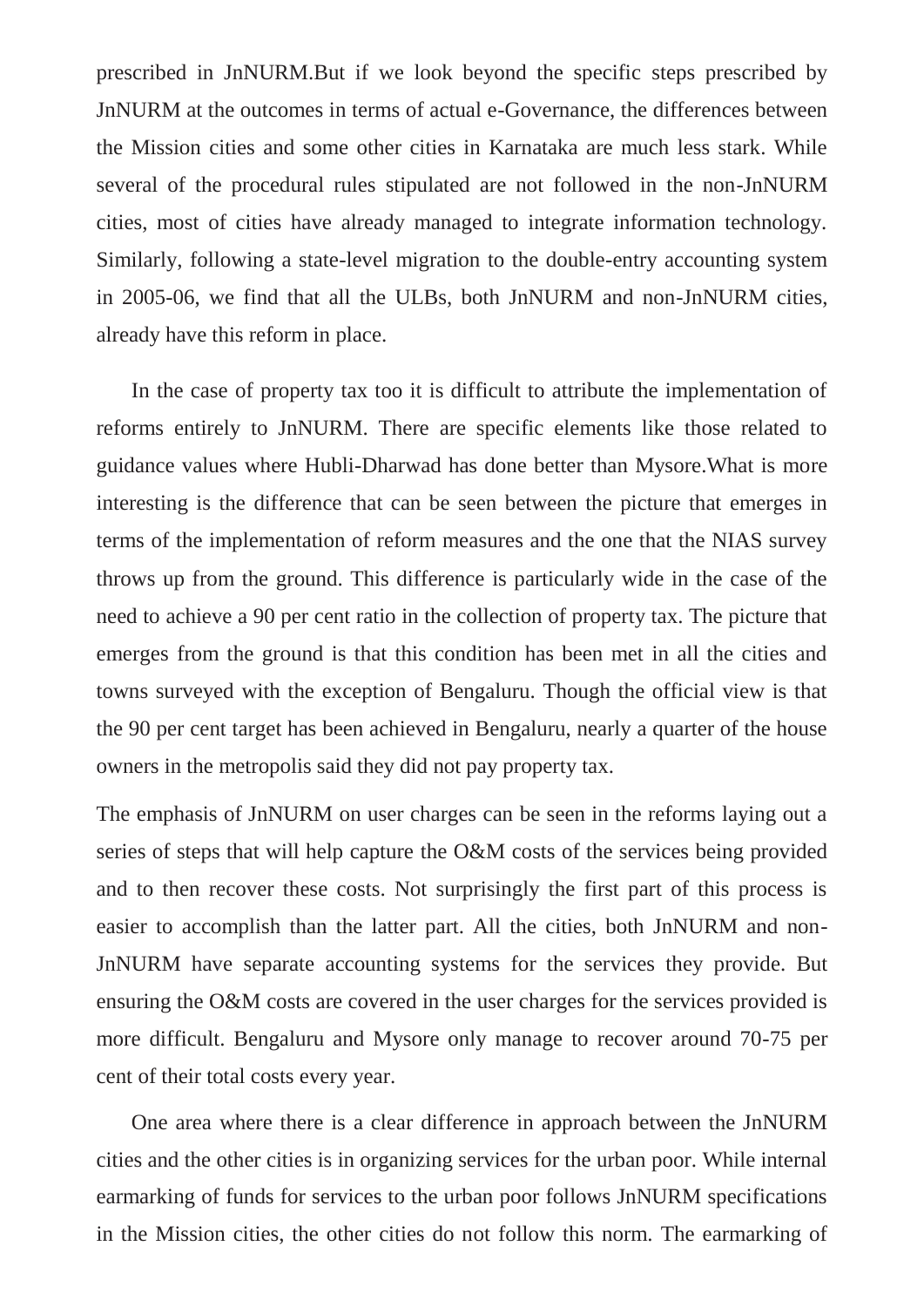prescribed in JnNURM.But if we look beyond the specific steps prescribed by JnNURM at the outcomes in terms of actual e-Governance, the differences between the Mission cities and some other cities in Karnataka are much less stark. While several of the procedural rules stipulated are not followed in the non-JnNURM cities, most of cities have already managed to integrate information technology. Similarly, following a state-level migration to the double-entry accounting system in 2005-06, we find that all the ULBs, both JnNURM and non-JnNURM cities, already have this reform in place.

In the case of property tax too it is difficult to attribute the implementation of reforms entirely to JnNURM. There are specific elements like those related to guidance values where Hubli-Dharwad has done better than Mysore.What is more interesting is the difference that can be seen between the picture that emerges in terms of the implementation of reform measures and the one that the NIAS survey throws up from the ground. This difference is particularly wide in the case of the need to achieve a 90 per cent ratio in the collection of property tax. The picture that emerges from the ground is that this condition has been met in all the cities and towns surveyed with the exception of Bengaluru. Though the official view is that the 90 per cent target has been achieved in Bengaluru, nearly a quarter of the house owners in the metropolis said they did not pay property tax.

The emphasis of JnNURM on user charges can be seen in the reforms laying out a series of steps that will help capture the O&M costs of the services being provided and to then recover these costs. Not surprisingly the first part of this process is easier to accomplish than the latter part. All the cities, both JnNURM and non-JnNURM have separate accounting systems for the services they provide. But ensuring the O&M costs are covered in the user charges for the services provided is more difficult. Bengaluru and Mysore only manage to recover around 70-75 per cent of their total costs every year.

One area where there is a clear difference in approach between the JnNURM cities and the other cities is in organizing services for the urban poor. While internal earmarking of funds for services to the urban poor follows JnNURM specifications in the Mission cities, the other cities do not follow this norm. The earmarking of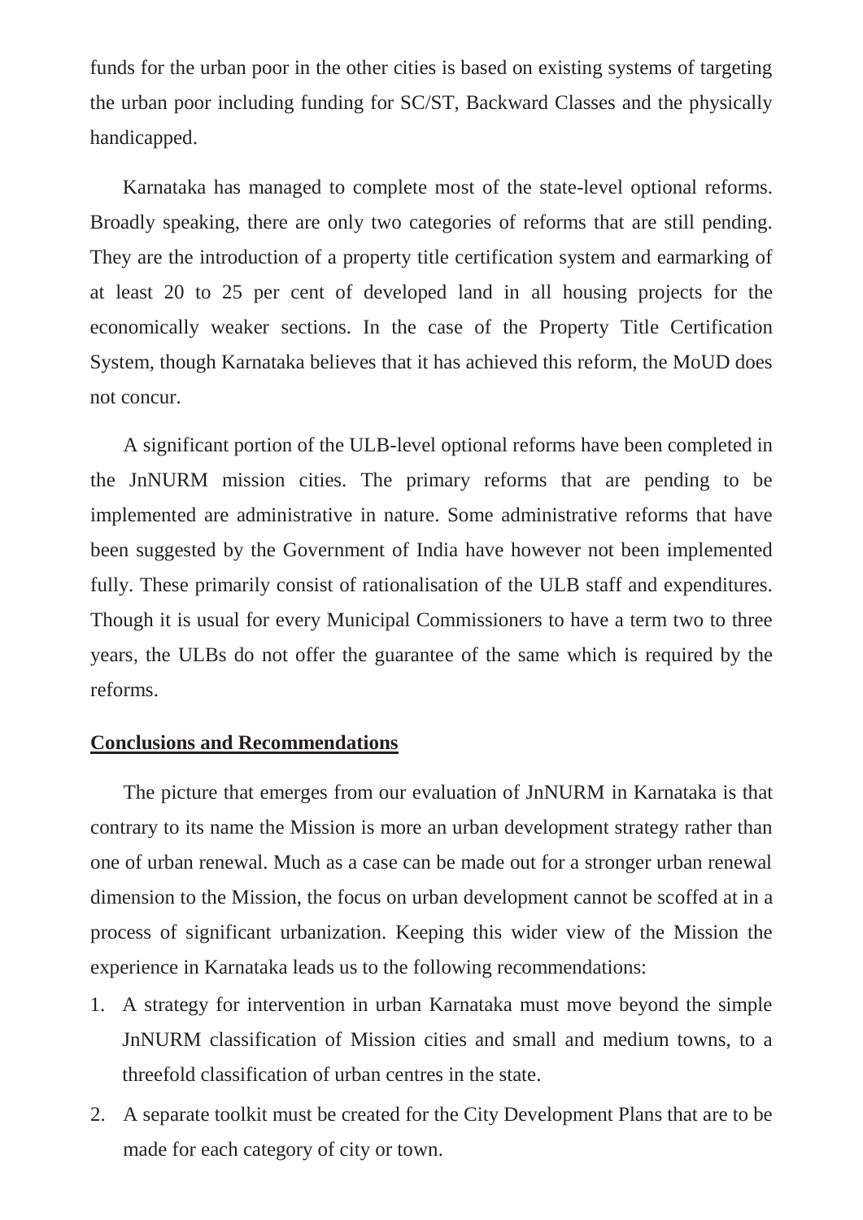funds for the urban poor in the other cities is based on existing systems of targeting the urban poor including funding for SC/ST, Backward Classes and the physically handicapped.

Karnataka has managed to complete most of the state-level optional reforms. Broadly speaking, there are only two categories of reforms that are still pending. They are the introduction of a property title certification system and earmarking of at least 20 to 25 per cent of developed land in all housing projects for the economically weaker sections. In the case of the Property Title Certification System, though Karnataka believes that it has achieved this reform, the MoUD does not concur.

A significant portion of the ULB-level optional reforms have been completed in the JnNURM mission cities. The primary reforms that are pending to be implemented are administrative in nature. Some administrative reforms that have been suggested by the Government of India have however not been implemented fully. These primarily consist of rationalisation of the ULB staff and expenditures. Though it is usual for every Municipal Commissioners to have a term two to three years, the ULBs do not offer the guarantee of the same which is required by the reforms.

**Conclusions and Recommendations**

The picture that emerges from our evaluation of JnNURM in Karnataka is that contrary to its name the Mission is more an urban development strategy rather than one of urban renewal. Much as a case can be made out for a stronger urban renewal dimension to the Mission, the focus on urban development cannot be scoffed at in a process of significant urbanization. Keeping this wider view of the Mission the experience in Karnataka leads us to the following recommendations:

1. A strategy for intervention in urban Karnataka must move beyond the simple JnNURM classification of Mission cities and small and medium towns, to a threefold classification of urban centres in the state.
2. A separate toolkit must be created for the City Development Plans that are to be made for each category of city or town.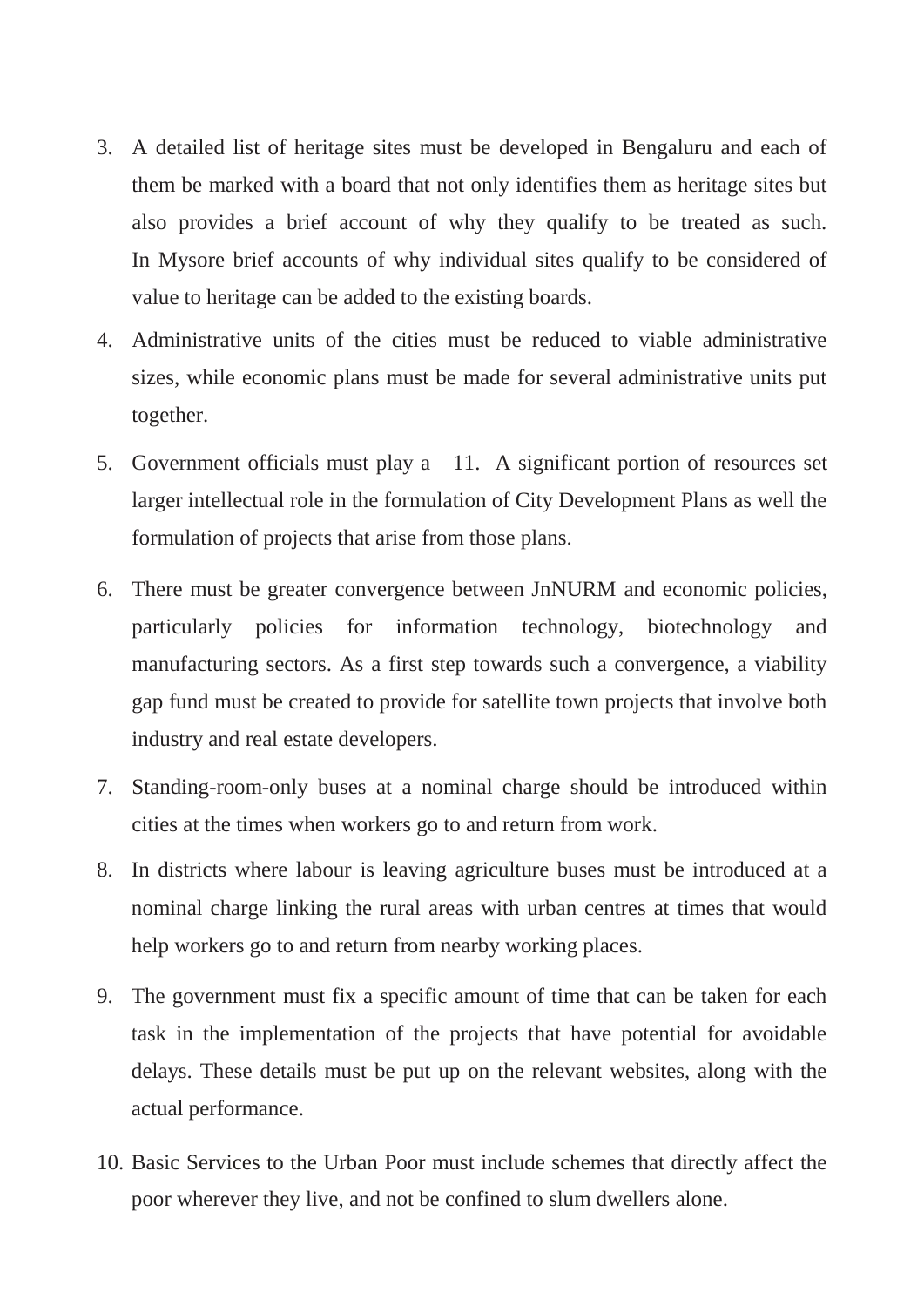3. A detailed list of heritage sites must be developed in Bengaluru and each of them be marked with a board that not only identifies them as heritage sites but also provides a brief account of why they qualify to be treated as such. In Mysore brief accounts of why individual sites qualify to be considered of value to heritage can be added to the existing boards.

4. Administrative units of the cities must be reduced to viable administrative sizes, while economic plans must be made for several administrative units put together.

5. Government officials must play a 11. A significant portion of resources set larger intellectual role in the formulation of City Development Plans as well the formulation of projects that arise from those plans.

6. There must be greater convergence between JnNURM and economic policies, particularly policies for information technology, biotechnology and manufacturing sectors. As a first step towards such a convergence, a viability gap fund must be created to provide for satellite town projects that involve both industry and real estate developers.

7. Standing-room-only buses at a nominal charge should be introduced within cities at the times when workers go to and return from work.

8. In districts where labour is leaving agriculture buses must be introduced at a nominal charge linking the rural areas with urban centres at times that would help workers go to and return from nearby working places.

9. The government must fix a specific amount of time that can be taken for each task in the implementation of the projects that have potential for avoidable delays. These details must be put up on the relevant websites, along with the actual performance.

10. Basic Services to the Urban Poor must include schemes that directly affect the poor wherever they live, and not be confined to slum dwellers alone.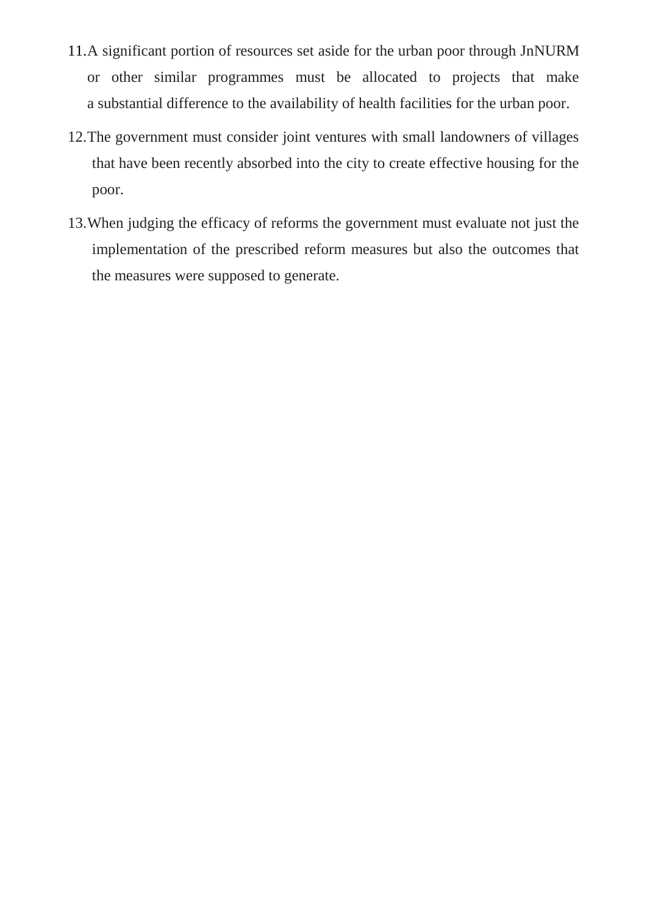11. A significant portion of resources set aside for the urban poor through JnNURM or other similar programmes must be allocated to projects that make a substantial difference to the availability of health facilities for the urban poor.

12. The government must consider joint ventures with small landowners of villages that have been recently absorbed into the city to create effective housing for the poor.

13. When judging the efficacy of reforms the government must evaluate not just the implementation of the prescribed reform measures but also the outcomes that the measures were supposed to generate.